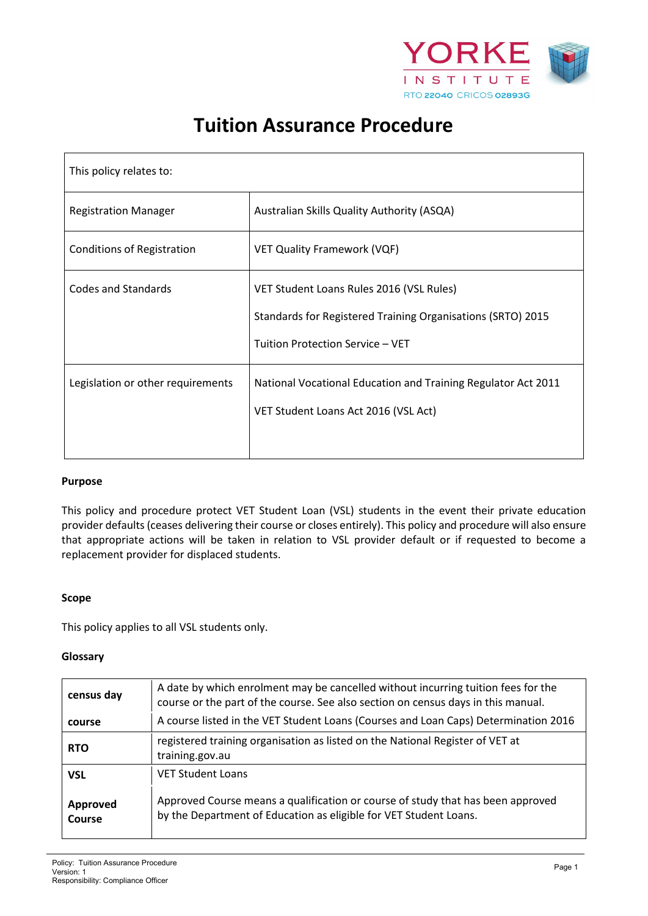# Tuition Assurance Procedure

| This policy relates to: | |
|---|---|
| Registration Manager | Australian Skills Quality Authority (ASQA) |
| Conditions of Registration | VET Quality Framework (VQF) |
| Codes and Standards | VET Student Loans Rules 2016 (VSL Rules)<br><br>Standards for Registered Training Organisations (SRTO) 2015<br><br>Tuition Protection Service – VET |
| Legislation or other requirements | National Vocational Education and Training Regulator Act 2011<br><br>VET Student Loans Act 2016 (VSL Act) |

**Purpose**

This policy and procedure protect VET Student Loan (VSL) students in the event their private education provider defaults (ceases delivering their course or closes entirely). This policy and procedure will also ensure that appropriate actions will be taken in relation to VSL provider default or if requested to become a replacement provider for displaced students.

**Scope**

This policy applies to all VSL students only.

**Glossary**

| | |
|---|---|
| **census day** | A date by which enrolment may be cancelled without incurring tuition fees for the course or the part of the course. See also section on census days in this manual. |
| **course** | A course listed in the VET Student Loans (Courses and Loan Caps) Determination 2016 |
| **RTO** | registered training organisation as listed on the National Register of VET at training.gov.au |
| **VSL** | VET Student Loans |
| **Approved Course** | Approved Course means a qualification or course of study that has been approved by the Department of Education as eligible for VET Student Loans. |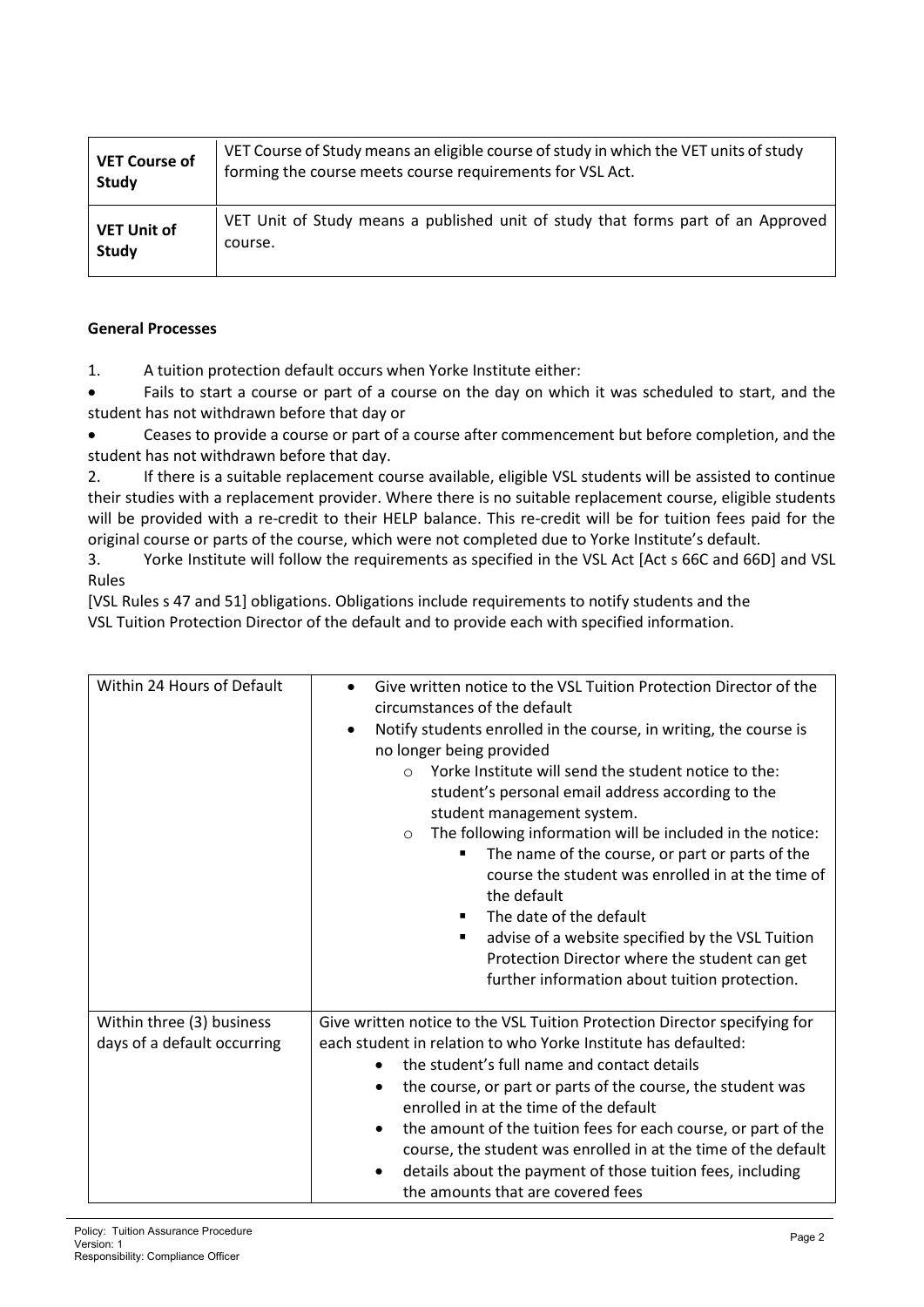| VET Course of Study | VET Course of Study means an eligible course of study in which the VET units of study forming the course meets course requirements for VSL Act. |
|---|---|
| VET Unit of Study | VET Unit of Study means a published unit of study that forms part of an Approved course. |

**General Processes**

1. A tuition protection default occurs when Yorke Institute either:

- Fails to start a course or part of a course on the day on which it was scheduled to start, and the student has not withdrawn before that day or
- Ceases to provide a course or part of a course after commencement but before completion, and the student has not withdrawn before that day.

2. If there is a suitable replacement course available, eligible VSL students will be assisted to continue their studies with a replacement provider. Where there is no suitable replacement course, eligible students will be provided with a re-credit to their HELP balance. This re-credit will be for tuition fees paid for the original course or parts of the course, which were not completed due to Yorke Institute's default.

3. Yorke Institute will follow the requirements as specified in the VSL Act [Act s 66C and 66D] and VSL Rules

[VSL Rules s 47 and 51] obligations. Obligations include requirements to notify students and the VSL Tuition Protection Director of the default and to provide each with specified information.

| | |
|---|---|
| Within 24 Hours of Default | • Give written notice to the VSL Tuition Protection Director of the circumstances of the default<br>• Notify students enrolled in the course, in writing, the course is no longer being provided<br>&nbsp;&nbsp;&nbsp;&nbsp;○ Yorke Institute will send the student notice to the: student's personal email address according to the student management system.<br>&nbsp;&nbsp;&nbsp;&nbsp;○ The following information will be included in the notice:<br>&nbsp;&nbsp;&nbsp;&nbsp;&nbsp;&nbsp;&nbsp;&nbsp;▪ The name of the course, or part or parts of the course the student was enrolled in at the time of the default<br>&nbsp;&nbsp;&nbsp;&nbsp;&nbsp;&nbsp;&nbsp;&nbsp;▪ The date of the default<br>&nbsp;&nbsp;&nbsp;&nbsp;&nbsp;&nbsp;&nbsp;&nbsp;▪ advise of a website specified by the VSL Tuition Protection Director where the student can get further information about tuition protection. |
| Within three (3) business days of a default occurring | Give written notice to the VSL Tuition Protection Director specifying for each student in relation to who Yorke Institute has defaulted:<br>• the student's full name and contact details<br>• the course, or part or parts of the course, the student was enrolled in at the time of the default<br>• the amount of the tuition fees for each course, or part of the course, the student was enrolled in at the time of the default<br>• details about the payment of those tuition fees, including the amounts that are covered fees |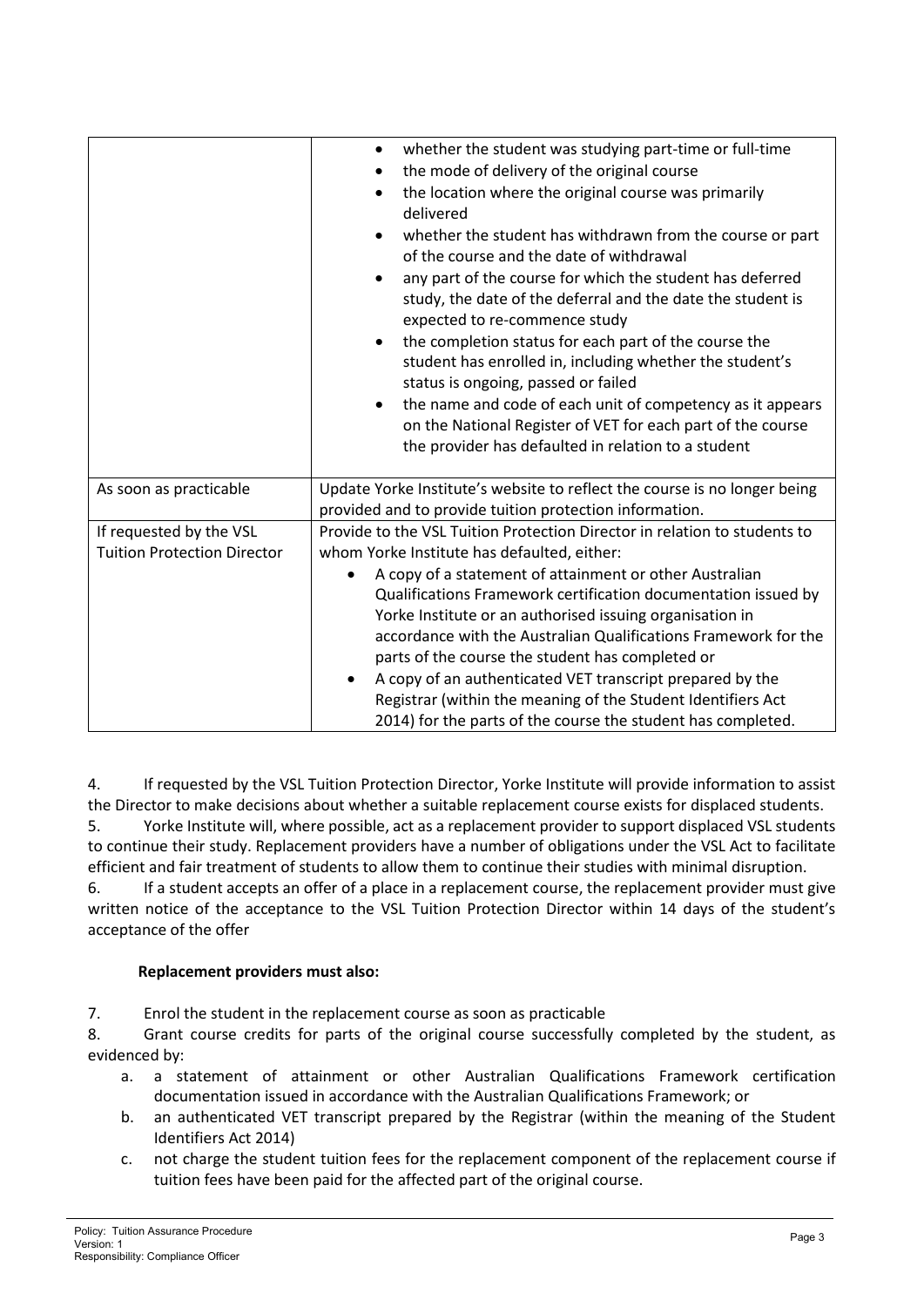| | |
|---|---|
| | • whether the student was studying part-time or full-time<br>• the mode of delivery of the original course<br>• the location where the original course was primarily delivered<br>• whether the student has withdrawn from the course or part of the course and the date of withdrawal<br>• any part of the course for which the student has deferred study, the date of the deferral and the date the student is expected to re-commence study<br>• the completion status for each part of the course the student has enrolled in, including whether the student's status is ongoing, passed or failed<br>• the name and code of each unit of competency as it appears on the National Register of VET for each part of the course the provider has defaulted in relation to a student |
| As soon as practicable | Update Yorke Institute's website to reflect the course is no longer being provided and to provide tuition protection information. |
| If requested by the VSL Tuition Protection Director | Provide to the VSL Tuition Protection Director in relation to students to whom Yorke Institute has defaulted, either:<br>• A copy of a statement of attainment or other Australian Qualifications Framework certification documentation issued by Yorke Institute or an authorised issuing organisation in accordance with the Australian Qualifications Framework for the parts of the course the student has completed or<br>• A copy of an authenticated VET transcript prepared by the Registrar (within the meaning of the Student Identifiers Act 2014) for the parts of the course the student has completed. |

4. If requested by the VSL Tuition Protection Director, Yorke Institute will provide information to assist the Director to make decisions about whether a suitable replacement course exists for displaced students.
5. Yorke Institute will, where possible, act as a replacement provider to support displaced VSL students to continue their study. Replacement providers have a number of obligations under the VSL Act to facilitate efficient and fair treatment of students to allow them to continue their studies with minimal disruption.
6. If a student accepts an offer of a place in a replacement course, the replacement provider must give written notice of the acceptance to the VSL Tuition Protection Director within 14 days of the student's acceptance of the offer

**Replacement providers must also:**

7. Enrol the student in the replacement course as soon as practicable
8. Grant course credits for parts of the original course successfully completed by the student, as evidenced by:
   a. a statement of attainment or other Australian Qualifications Framework certification documentation issued in accordance with the Australian Qualifications Framework; or
   b. an authenticated VET transcript prepared by the Registrar (within the meaning of the Student Identifiers Act 2014)
   c. not charge the student tuition fees for the replacement component of the replacement course if tuition fees have been paid for the affected part of the original course.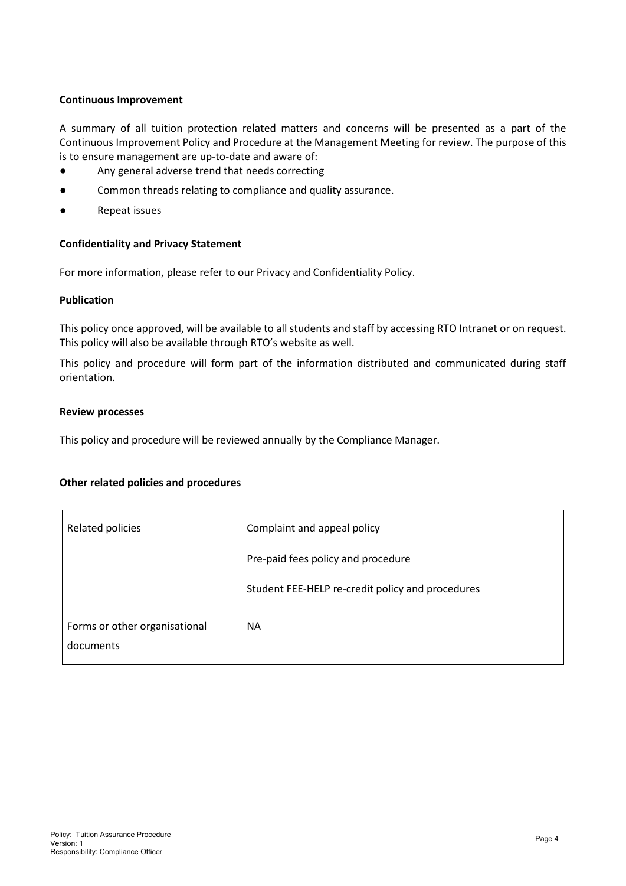**Continuous Improvement**

A summary of all tuition protection related matters and concerns will be presented as a part of the Continuous Improvement Policy and Procedure at the Management Meeting for review. The purpose of this is to ensure management are up-to-date and aware of:

- Any general adverse trend that needs correcting
- Common threads relating to compliance and quality assurance.
- Repeat issues

**Confidentiality and Privacy Statement**

For more information, please refer to our Privacy and Confidentiality Policy.

**Publication**

This policy once approved, will be available to all students and staff by accessing RTO Intranet or on request. This policy will also be available through RTO's website as well.

This policy and procedure will form part of the information distributed and communicated during staff orientation.

**Review processes**

This policy and procedure will be reviewed annually by the Compliance Manager.

**Other related policies and procedures**

| | |
|---|---|
| Related policies | Complaint and appeal policy<br>Pre-paid fees policy and procedure<br>Student FEE-HELP re-credit policy and procedures |
| Forms or other organisational documents | NA |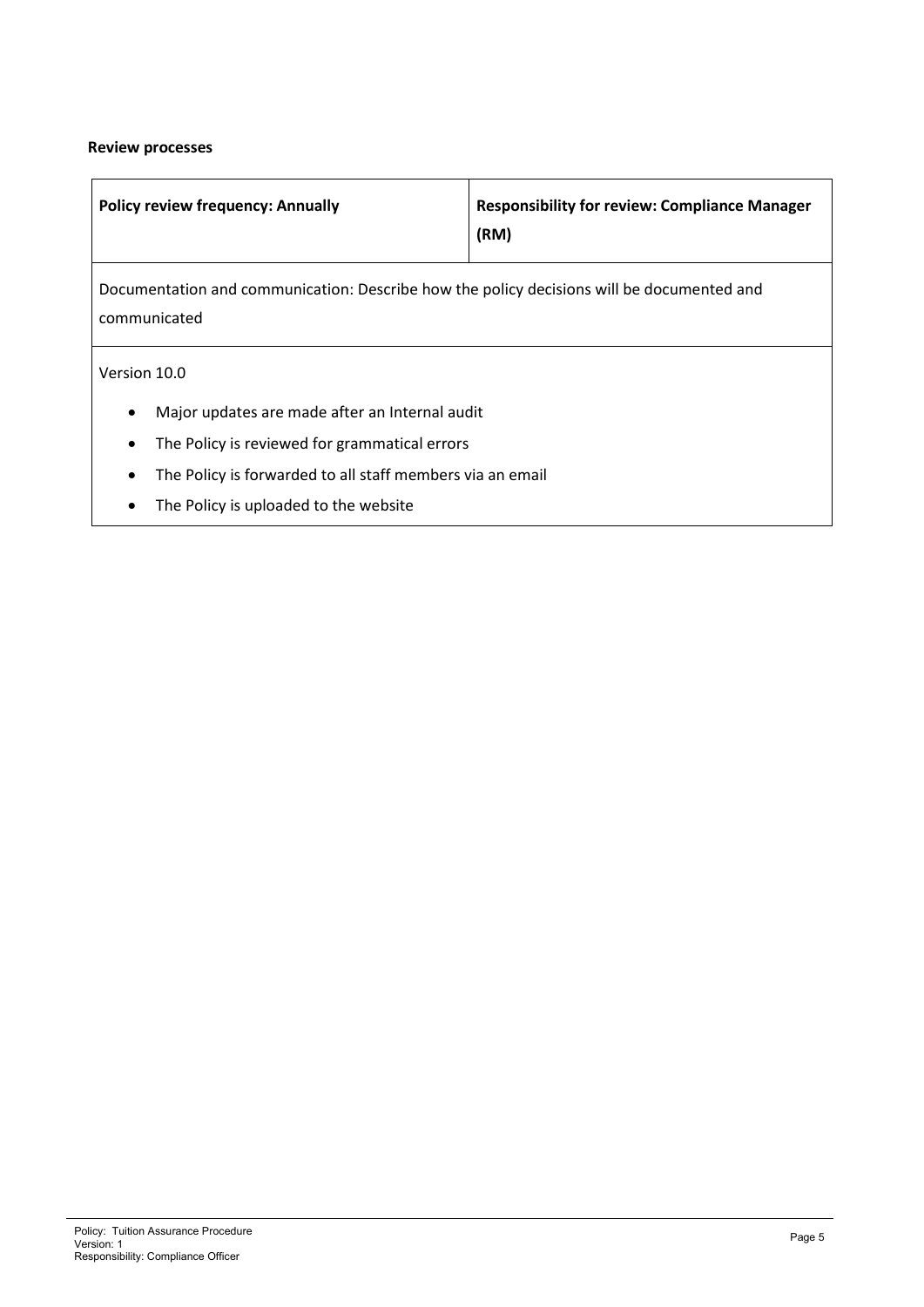**Review processes**

| Policy review frequency: Annually | Responsibility for review: Compliance Manager (RM) |
| --- | --- |
| Documentation and communication: Describe how the policy decisions will be documented and communicated | |
| Version 10.0<br>• Major updates are made after an Internal audit<br>• The Policy is reviewed for grammatical errors<br>• The Policy is forwarded to all staff members via an email<br>• The Policy is uploaded to the website | |